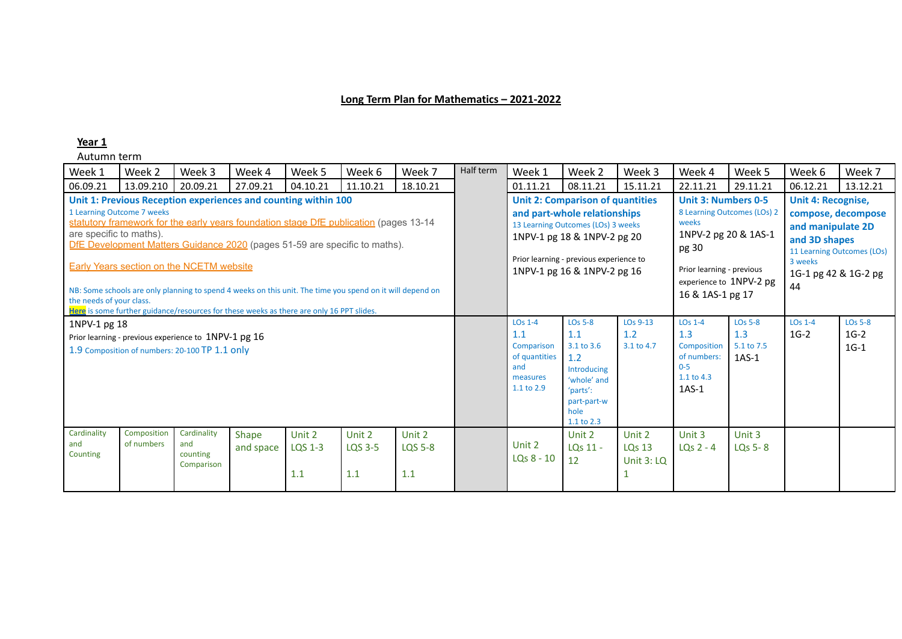# Long Term Plan for Mathematics – 2021-2022

## Year 1

Autumn term

| Week 1 | Week 2 | Week 3 | Week 4 | Week 5 | Week 6 | Week 7 | Half term | Week 1 | Week 2 | Week 3 | Week 4 | Week 5 | Week 6 | Week 7 |
|---|---|---|---|---|---|---|---|---|---|---|---|---|---|---|
| 06.09.21 | 13.09.210 | 20.09.21 | 27.09.21 | 04.10.21 | 11.10.21 | 18.10.21 | | 01.11.21 | 08.11.21 | 15.11.21 | 22.11.21 | 29.11.21 | 06.12.21 | 13.12.21 |
| **Unit 1: Previous Reception experiences and counting within 100**<br>1 Learning Outcome 7 weeks<br>statutory framework for the early years foundation stage DfE publication (pages 13-14 are specific to maths).<br>DfE Development Matters Guidance 2020 (pages 51-59 are specific to maths).<br>Early Years section on the NCETM website<br>NB: Some schools are only planning to spend 4 weeks on this unit. The time you spend on it will depend on the needs of your class.<br>Here is some further guidance/resources for these weeks as there are only 16 PPT slides. | | | | | | | | **Unit 2: Comparison of quantities and part-whole relationships**<br>13 Learning Outcomes (LOs) 3 weeks<br>1NPV-1 pg 18 & 1NPV-2 pg 20<br>Prior learning - previous experience to 1NPV-1 pg 16 & 1NPV-2 pg 16 | | | **Unit 3: Numbers 0-5**<br>8 Learning Outcomes (LOs) 2 weeks<br>1NPV-2 pg 20 & 1AS-1 pg 30<br>Prior learning - previous experience to 1NPV-2 pg 16 & 1AS-1 pg 17 | | **Unit 4: Recognise, compose, decompose and manipulate 2D and 3D shapes**<br>11 Learning Outcomes (LOs) 3 weeks<br>1G-1 pg 42 & 1G-2 pg 44 | |
| 1NPV-1 pg 18<br>Prior learning - previous experience to 1NPV-1 pg 16<br>1.9 Composition of numbers: 20-100 TP 1.1 only | | | | | | | | LOs 1-4<br>1.1<br>Comparison of quantities and measures<br>1.1 to 2.9 | LOs 5-8<br>1.1<br>3.1 to 3.6<br>1.2<br>Introducing 'whole' and 'parts': part-part-whole<br>1.1 to 2.3 | LOs 9-13<br>1.2<br>3.1 to 4.7 | LOs 1-4<br>1.3<br>Composition of numbers: 0-5<br>1.1 to 4.3<br>1AS-1 | LOs 5-8<br>1.3<br>5.1 to 7.5<br>1AS-1 | LOs 1-4<br>1G-2 | LOs 5-8<br>1G-2<br>1G-1 |
| Cardinality and Counting | Composition of numbers | Cardinality and counting Comparison | Shape and space | Unit 2 LQS 1-3<br>1.1 | Unit 2 LQS 3-5<br>1.1 | Unit 2 LQS 5-8<br>1.1 | | Unit 2 LQs 8 - 10 | Unit 2 LQs 11 - 12 | Unit 2 LQs 13 Unit 3: LQ 1 | Unit 3 LQs 2 - 4 | Unit 3 LQs 5- 8 | | |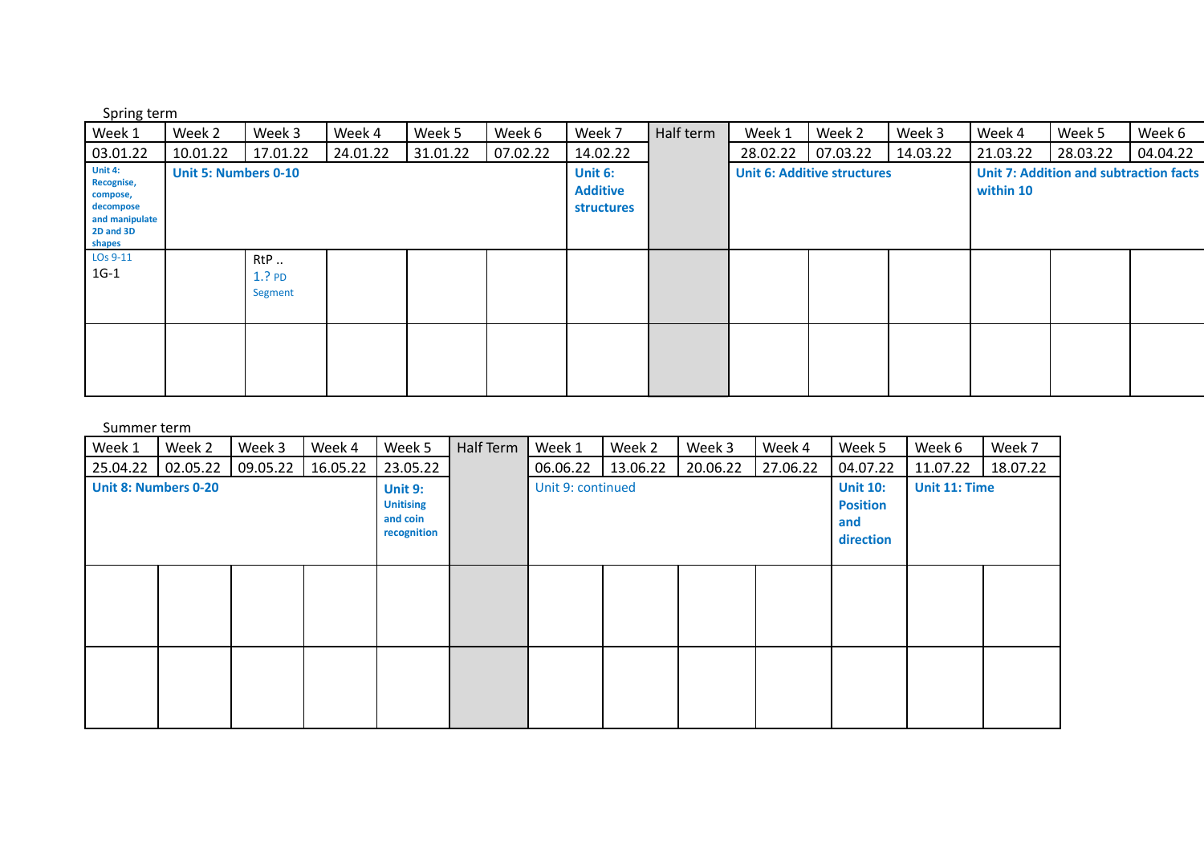Spring term

| Week 1 | Week 2 | Week 3 | Week 4 | Week 5 | Week 6 | Week 7 | Half term | Week 1 | Week 2 | Week 3 | Week 4 | Week 5 | Week 6 |
|---|---|---|---|---|---|---|---|---|---|---|---|---|---|
| 03.01.22 | 10.01.22 | 17.01.22 | 24.01.22 | 31.01.22 | 07.02.22 | 14.02.22 | | 28.02.22 | 07.03.22 | 14.03.22 | 21.03.22 | 28.03.22 | 04.04.22 |
| **Unit 4: Recognise, compose, decompose and manipulate 2D and 3D shapes** | **Unit 5: Numbers 0-10** | | | | | **Unit 6: Additive structures** | | **Unit 6: Additive structures** | | | **Unit 7: Addition and subtraction facts within 10** | | |
| LOs 9-11 1G-1 | | RtP .. 1.? PD Segment | | | | | | | | | | | |
| | | | | | | | | | | | | | |

Summer term

| Week 1 | Week 2 | Week 3 | Week 4 | Week 5 | Half Term | Week 1 | Week 2 | Week 3 | Week 4 | Week 5 | Week 6 | Week 7 |
|---|---|---|---|---|---|---|---|---|---|---|---|---|
| 25.04.22 | 02.05.22 | 09.05.22 | 16.05.22 | 23.05.22 | | 06.06.22 | 13.06.22 | 20.06.22 | 27.06.22 | 04.07.22 | 11.07.22 | 18.07.22 |
| **Unit 8: Numbers 0-20** | | | | **Unit 9: Unitising and coin recognition** | | Unit 9: continued | | | | **Unit 10: Position and direction** | **Unit 11: Time** | |
| | | | | | | | | | | | | |
| | | | | | | | | | | | | |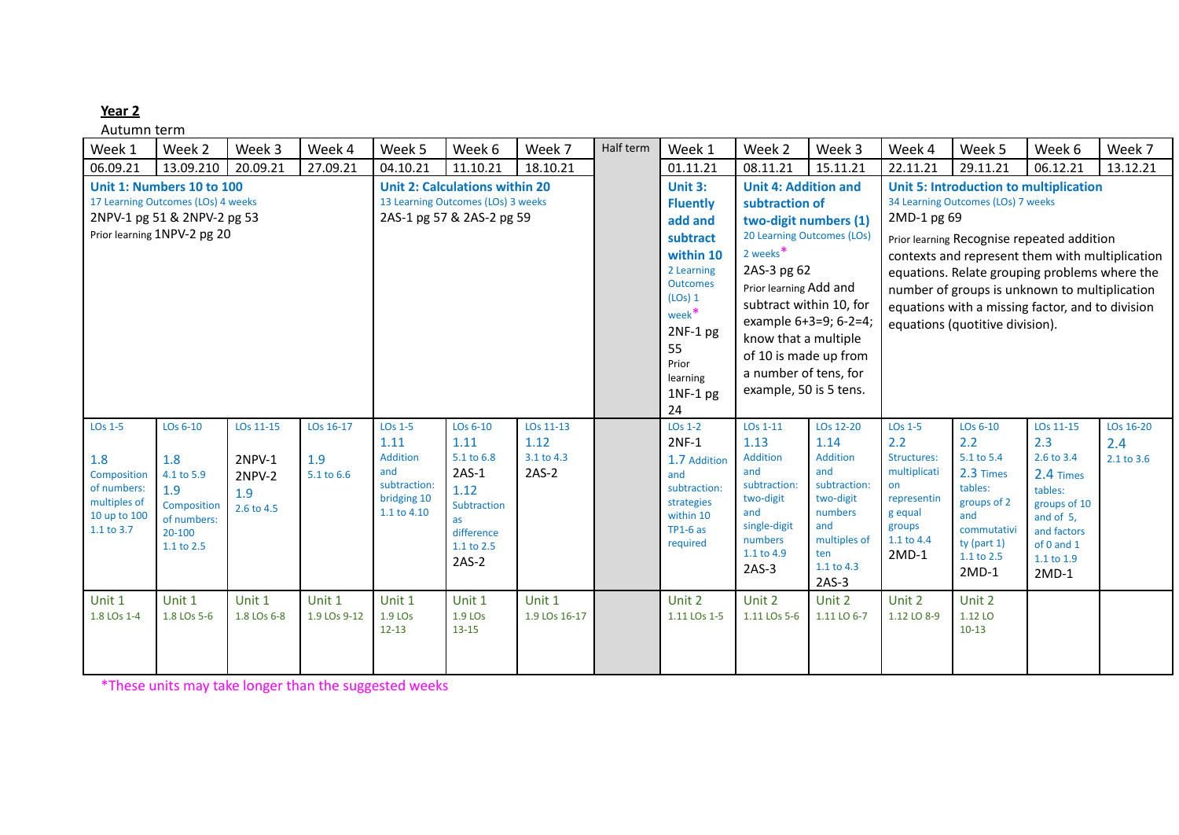**Year 2**

Autumn term

| Week 1 | Week 2 | Week 3 | Week 4 | Week 5 | Week 6 | Week 7 | Half term | Week 1 | Week 2 | Week 3 | Week 4 | Week 5 | Week 6 | Week 7 |
|---|---|---|---|---|---|---|---|---|---|---|---|---|---|---|
| 06.09.21 | 13.09.210 | 20.09.21 | 27.09.21 | 04.10.21 | 11.10.21 | 18.10.21 | | 01.11.21 | 08.11.21 | 15.11.21 | 22.11.21 | 29.11.21 | 06.12.21 | 13.12.21 |
| **Unit 1: Numbers 10 to 100** 17 Learning Outcomes (LOs) 4 weeks 2NPV-1 pg 51 & 2NPV-2 pg 53 Prior learning 1NPV-2 pg 20 | | | | **Unit 2: Calculations within 20** 13 Learning Outcomes (LOs) 3 weeks 2AS-1 pg 57 & 2AS-2 pg 59 | | | | **Unit 3: Fluently add and subtract within 10** 2 Learning Outcomes (LOs) 1 week* 2NF-1 pg 55 Prior learning 1NF-1 pg 24 | **Unit 4: Addition and subtraction of two-digit numbers (1)** 20 Learning Outcomes (LOs) 2 weeks* 2AS-3 pg 62 Prior learning Add and subtract within 10, for example 6+3=9; 6-2=4; know that a multiple of 10 is made up from a number of tens, for example, 50 is 5 tens. | | **Unit 5: Introduction to multiplication** 34 Learning Outcomes (LOs) 7 weeks 2MD-1 pg 69 Prior learning Recognise repeated addition contexts and represent them with multiplication equations. Relate grouping problems where the number of groups is unknown to multiplication equations with a missing factor, and to division equations (quotitive division). | | | |
| LOs 1-5 1.8 Composition of numbers: multiples of 10 up to 100 1.1 to 3.7 | LOs 6-10 1.8 4.1 to 5.9 1.9 Composition of numbers: 20-100 1.1 to 2.5 | LOs 11-15 2NPV-1 2NPV-2 1.9 2.6 to 4.5 | LOs 16-17 1.9 5.1 to 6.6 | LOs 1-5 1.11 Addition and subtraction: bridging 10 1.1 to 4.10 | LOs 6-10 1.11 5.1 to 6.8 2AS-1 1.12 Subtraction as difference 1.1 to 2.5 2AS-2 | LOs 11-13 1.12 3.1 to 4.3 2AS-2 | | LOs 1-2 2NF-1 1.7 Addition and subtraction: strategies within 10 TP1-6 as required | LOs 1-11 1.13 Addition and subtraction: two-digit and single-digit numbers 1.1 to 4.9 2AS-3 | LOs 12-20 1.14 Addition and subtraction: two-digit numbers and multiples of ten 1.1 to 4.3 2AS-3 | LOs 1-5 2.2 Structures: multiplication representing equal groups 1.1 to 4.4 2MD-1 | LOs 6-10 2.2 5.1 to 5.4 2.3 Times tables: groups of 2 and commutativity (part 1) 1.1 to 2.5 2MD-1 | LOs 11-15 2.3 2.6 to 3.4 2.4 Times tables: groups of 10 and of 5, and factors of 0 and 1 1.1 to 1.9 2MD-1 | LOs 16-20 2.4 2.1 to 3.6 |
| Unit 1 1.8 LOs 1-4 | Unit 1 1.8 LOs 5-6 | Unit 1 1.8 LOs 6-8 | Unit 1 1.9 LOs 9-12 | Unit 1 1.9 LOs 12-13 | Unit 1 1.9 LOs 13-15 | Unit 1 1.9 LOs 16-17 | | Unit 2 1.11 LOs 1-5 | Unit 2 1.11 LOs 5-6 | Unit 2 1.11 LO 6-7 | Unit 2 1.12 LO 8-9 | Unit 2 1.12 LO 10-13 | | |

*These units may take longer than the suggested weeks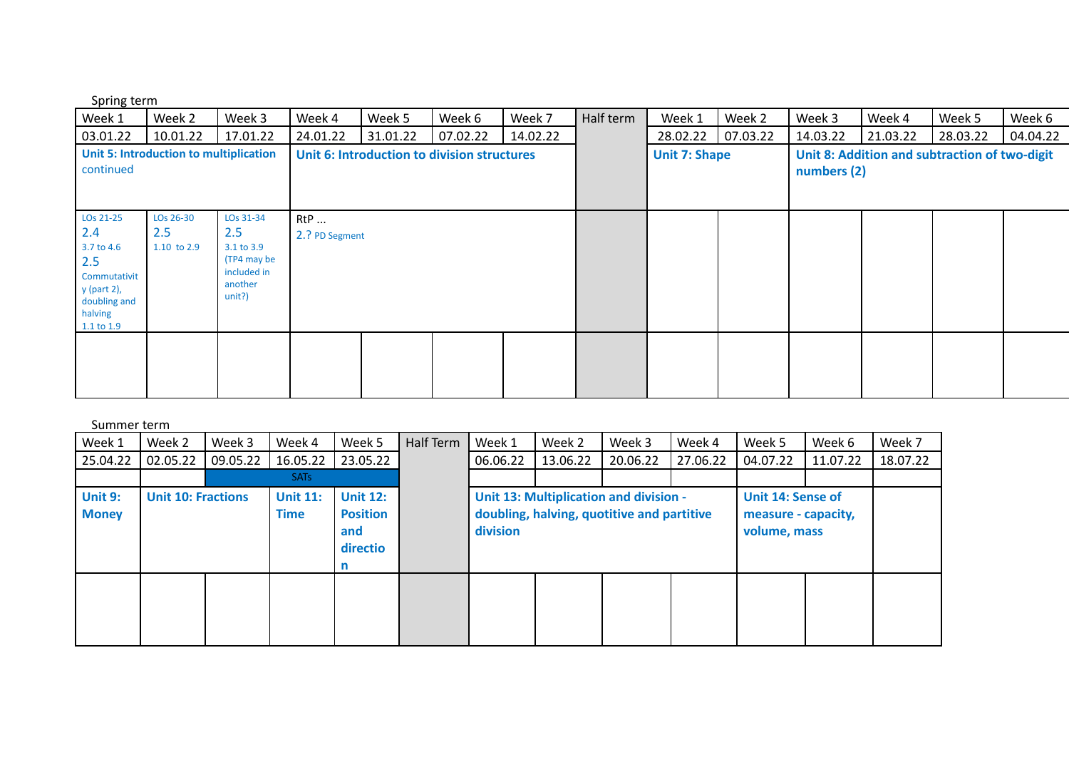Spring term

| Week 1 | Week 2 | Week 3 | Week 4 | Week 5 | Week 6 | Week 7 | Half term | Week 1 | Week 2 | Week 3 | Week 4 | Week 5 | Week 6 |
|---|---|---|---|---|---|---|---|---|---|---|---|---|---|
| 03.01.22 | 10.01.22 | 17.01.22 | 24.01.22 | 31.01.22 | 07.02.22 | 14.02.22 | | 28.02.22 | 07.03.22 | 14.03.22 | 21.03.22 | 28.03.22 | 04.04.22 |
| **Unit 5: Introduction to multiplication** continued | | | **Unit 6: Introduction to division structures** | | | | | **Unit 7: Shape** | | **Unit 8: Addition and subtraction of two-digit numbers (2)** | | | |
| LOs 21-25 2.4 3.7 to 4.6 2.5 Commutativity (part 2), doubling and halving 1.1 to 1.9 | LOs 26-30 2.5 1.10 to 2.9 | LOs 31-34 2.5 3.1 to 3.9 (TP4 may be included in another unit?) | RtP ... 2.? PD Segment | | | | | | | | | | |
| | | | | | | | | | | | | | |

Summer term

| Week 1 | Week 2 | Week 3 | Week 4 | Week 5 | Half Term | Week 1 | Week 2 | Week 3 | Week 4 | Week 5 | Week 6 | Week 7 |
|---|---|---|---|---|---|---|---|---|---|---|---|---|
| 25.04.22 | 02.05.22 | 09.05.22 | 16.05.22 | 23.05.22 | | 06.06.22 | 13.06.22 | 20.06.22 | 27.06.22 | 04.07.22 | 11.07.22 | 18.07.22 |
| | | SATs | | | | | | | | | | |
| **Unit 9: Money** | **Unit 10: Fractions** | | **Unit 11: Time** | **Unit 12: Position and direction** | | **Unit 13: Multiplication and division - doubling, halving, quotitive and partitive division** | | | | **Unit 14: Sense of measure - capacity, volume, mass** | | |
| | | | | | | | | | | | | |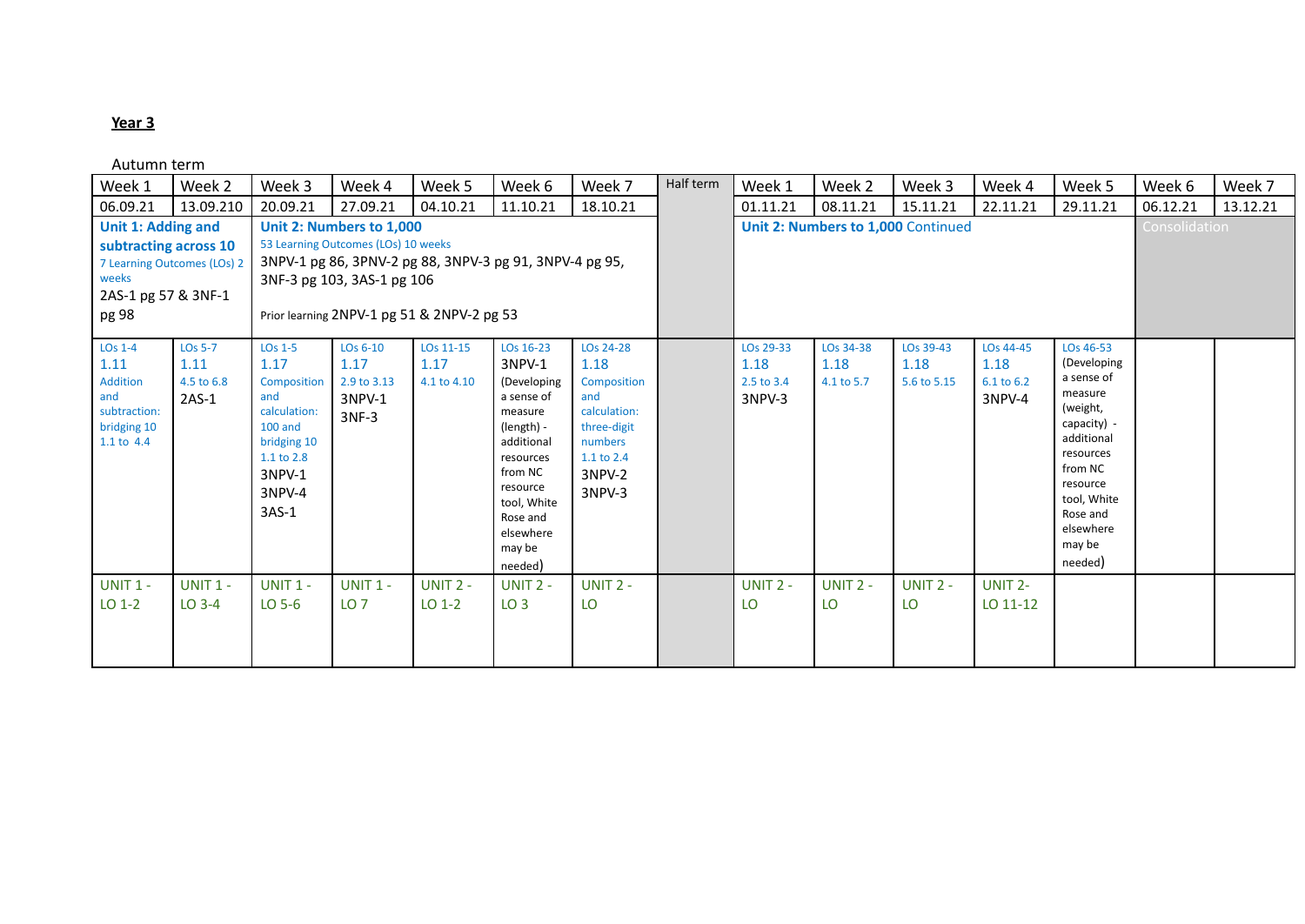**Year 3**

Autumn term

| Week 1 | Week 2 | Week 3 | Week 4 | Week 5 | Week 6 | Week 7 | Half term | Week 1 | Week 2 | Week 3 | Week 4 | Week 5 | Week 6 | Week 7 |
|---|---|---|---|---|---|---|---|---|---|---|---|---|---|---|
| 06.09.21 | 13.09.210 | 20.09.21 | 27.09.21 | 04.10.21 | 11.10.21 | 18.10.21 | | 01.11.21 | 08.11.21 | 15.11.21 | 22.11.21 | 29.11.21 | 06.12.21 | 13.12.21 |
| **Unit 1: Adding and subtracting across 10** 7 Learning Outcomes (LOs) 2 weeks 2AS-1 pg 57 & 3NF-1 pg 98 | | **Unit 2: Numbers to 1,000** 53 Learning Outcomes (LOs) 10 weeks 3NPV-1 pg 86, 3PNV-2 pg 88, 3NPV-3 pg 91, 3NPV-4 pg 95, 3NF-3 pg 103, 3AS-1 pg 106 Prior learning 2NPV-1 pg 51 & 2NPV-2 pg 53 | | | | | | **Unit 2: Numbers to 1,000** Continued | | | | | Consolidation | |
| LOs 1-4 1.11 Addition and subtraction: bridging 10 1.1 to 4.4 | LOs 5-7 1.11 4.5 to 6.8 2AS-1 | LOs 1-5 1.17 Composition and calculation: 100 and bridging 10 1.1 to 2.8 3NPV-1 3NPV-4 3AS-1 | LOs 6-10 1.17 2.9 to 3.13 3NPV-1 3NF-3 | LOs 11-15 1.17 4.1 to 4.10 | LOs 16-23 3NPV-1 (Developing a sense of measure (length) - additional resources from NC resource tool, White Rose and elsewhere may be needed) | LOs 24-28 1.18 Composition and calculation: three-digit numbers 1.1 to 2.4 3NPV-2 3NPV-3 | | LOs 29-33 1.18 2.5 to 3.4 3NPV-3 | LOs 34-38 1.18 4.1 to 5.7 | LOs 39-43 1.18 5.6 to 5.15 | LOs 44-45 1.18 6.1 to 6.2 3NPV-4 | LOs 46-53 (Developing a sense of measure (weight, capacity) - additional resources from NC resource tool, White Rose and elsewhere may be needed) | | |
| UNIT 1 - LO 1-2 | UNIT 1 - LO 3-4 | UNIT 1 - LO 5-6 | UNIT 1 - LO 7 | UNIT 2 - LO 1-2 | UNIT 2 - LO 3 | UNIT 2 - LO | | UNIT 2 - LO | UNIT 2 - LO | UNIT 2 - LO | UNIT 2- LO 11-12 | | | |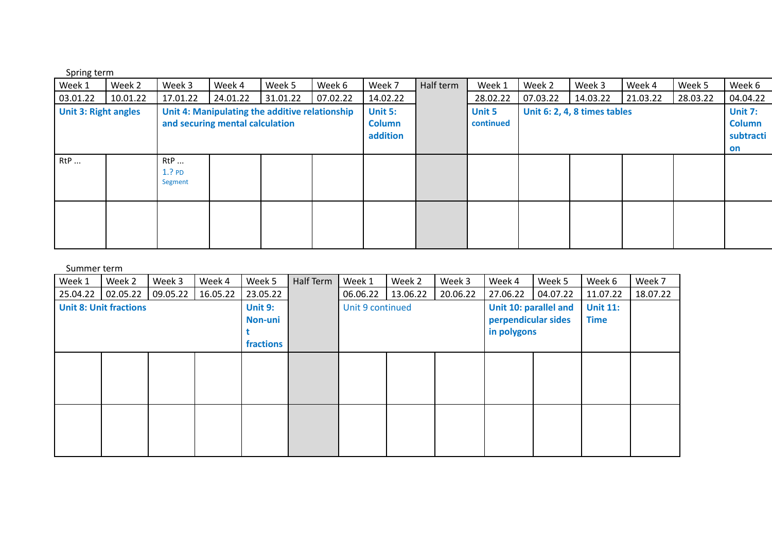Spring term

| Week 1 | Week 2 | Week 3 | Week 4 | Week 5 | Week 6 | Week 7 | Half term | Week 1 | Week 2 | Week 3 | Week 4 | Week 5 | Week 6 |
|---|---|---|---|---|---|---|---|---|---|---|---|---|---|
| 03.01.22 | 10.01.22 | 17.01.22 | 24.01.22 | 31.01.22 | 07.02.22 | 14.02.22 | | 28.02.22 | 07.03.22 | 14.03.22 | 21.03.22 | 28.03.22 | 04.04.22 |
| **Unit 3: Right angles** | | **Unit 4: Manipulating the additive relationship and securing mental calculation** | | | | **Unit 5: Column addition** | | **Unit 5 continued** | **Unit 6: 2, 4, 8 times tables** | | | | **Unit 7: Column subtraction** |
| RtP ... | | RtP ... 1.? PD Segment | | | | | | | | | | | |
| | | | | | | | | | | | | | |

Summer term

| Week 1 | Week 2 | Week 3 | Week 4 | Week 5 | Half Term | Week 1 | Week 2 | Week 3 | Week 4 | Week 5 | Week 6 | Week 7 |
|---|---|---|---|---|---|---|---|---|---|---|---|---|
| 25.04.22 | 02.05.22 | 09.05.22 | 16.05.22 | 23.05.22 | | 06.06.22 | 13.06.22 | 20.06.22 | 27.06.22 | 04.07.22 | 11.07.22 | 18.07.22 |
| **Unit 8: Unit fractions** | | | | **Unit 9: Non-unit fractions** | | Unit 9 continued | | | **Unit 10: parallel and perpendicular sides in polygons** | | **Unit 11: Time** | |
| | | | | | | | | | | | | |
| | | | | | | | | | | | | |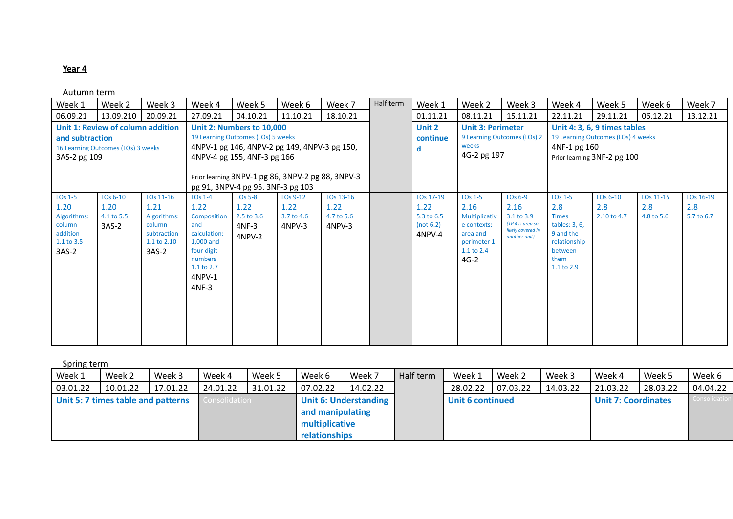**Year 4**

Autumn term

| Week 1 | Week 2 | Week 3 | Week 4 | Week 5 | Week 6 | Week 7 | Half term | Week 1 | Week 2 | Week 3 | Week 4 | Week 5 | Week 6 | Week 7 |
|---|---|---|---|---|---|---|---|---|---|---|---|---|---|---|
| 06.09.21 | 13.09.210 | 20.09.21 | 27.09.21 | 04.10.21 | 11.10.21 | 18.10.21 | | 01.11.21 | 08.11.21 | 15.11.21 | 22.11.21 | 29.11.21 | 06.12.21 | 13.12.21 |
| **Unit 1: Review of column addition and subtraction** 16 Learning Outcomes (LOs) 3 weeks 3AS-2 pg 109 | | | **Unit 2: Numbers to 10,000** 19 Learning Outcomes (LOs) 5 weeks 4NPV-1 pg 146, 4NPV-2 pg 149, 4NPV-3 pg 150, 4NPV-4 pg 155, 4NF-3 pg 166 Prior learning 3NPV-1 pg 86, 3NPV-2 pg 88, 3NPV-3 pg 91, 3NPV-4 pg 95. 3NF-3 pg 103 | | | | | **Unit 2 continued** | **Unit 3: Perimeter** 9 Learning Outcomes (LOs) 2 weeks 4G-2 pg 197 | | **Unit 4: 3, 6, 9 times tables** 19 Learning Outcomes (LOs) 4 weeks 4NF-1 pg 160 Prior learning 3NF-2 pg 100 | | | |
| LOs 1-5 1.20 Algorithms: column addition 1.1 to 3.5 3AS-2 | LOs 6-10 1.20 4.1 to 5.5 3AS-2 | LOs 11-16 1.21 Algorithms: column subtraction 1.1 to 2.10 3AS-2 | LOs 1-4 1.22 Composition and calculation: 1,000 and four-digit numbers 1.1 to 2.7 4NPV-1 4NF-3 | LOs 5-8 1.22 2.5 to 3.6 4NF-3 4NPV-2 | LOs 9-12 1.22 3.7 to 4.6 4NPV-3 | LOs 13-16 1.22 4.7 to 5.6 4NPV-3 | | LOs 17-19 1.22 5.3 to 6.5 (not 6.2) 4NPV-4 | LOs 1-5 2.16 Multiplicative contexts: area and perimeter 1 1.1 to 2.4 4G-2 | LOs 6-9 2.16 3.1 to 3.9 *(TP 4 is area so likely covered in another unit)* | LOs 1-5 2.8 Times tables: 3, 6, 9 and the relationship between them 1.1 to 2.9 | LOs 6-10 2.8 2.10 to 4.7 | LOs 11-15 2.8 4.8 to 5.6 | LOs 16-19 2.8 5.7 to 6.7 |
| | | | | | | | | | | | | | | |

Spring term

| Week 1 | Week 2 | Week 3 | Week 4 | Week 5 | Week 6 | Week 7 | Half term | Week 1 | Week 2 | Week 3 | Week 4 | Week 5 | Week 6 |
|---|---|---|---|---|---|---|---|---|---|---|---|---|---|
| 03.01.22 | 10.01.22 | 17.01.22 | 24.01.22 | 31.01.22 | 07.02.22 | 14.02.22 | | 28.02.22 | 07.03.22 | 14.03.22 | 21.03.22 | 28.03.22 | 04.04.22 |
| **Unit 5: 7 times table and patterns** | | | Consolidation | | **Unit 6: Understanding and manipulating multiplicative relationships** | | | **Unit 6 continued** | | | **Unit 7: Coordinates** | | Consolidation |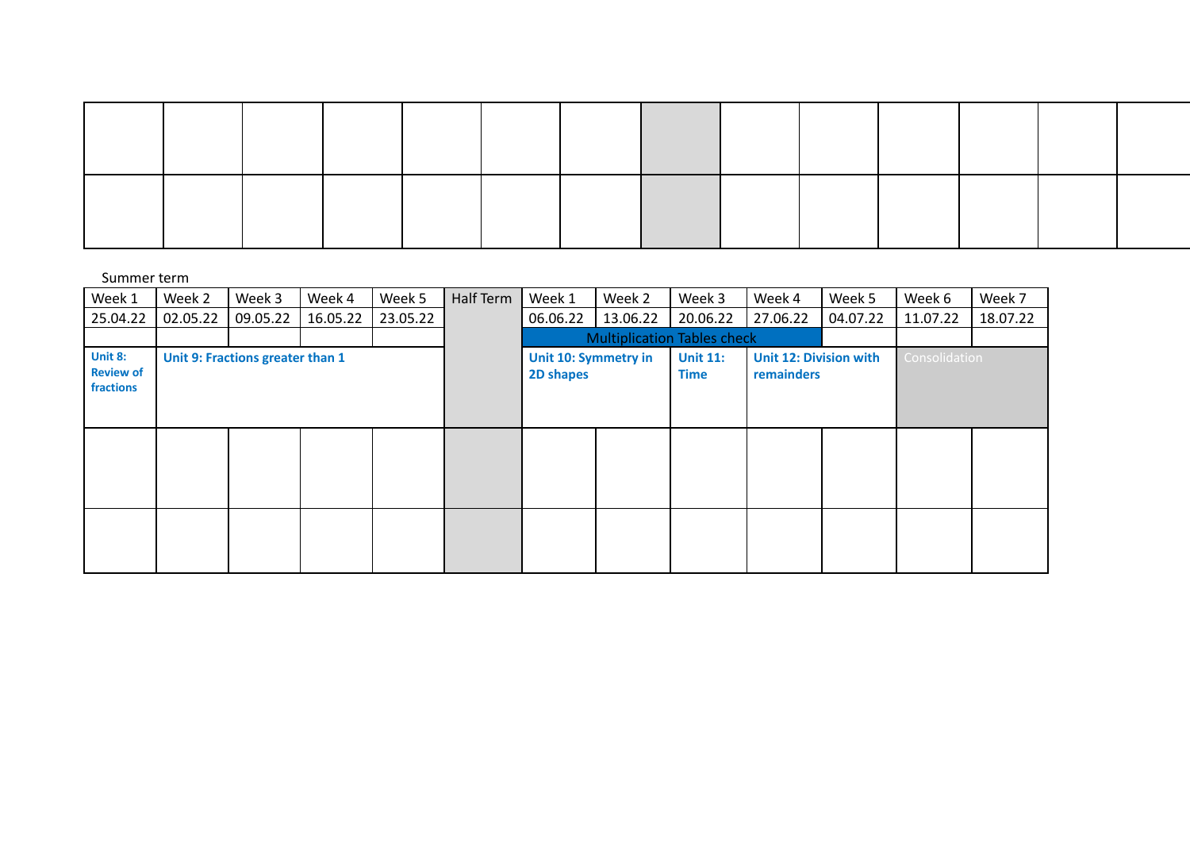Summer term

| Week 1 | Week 2 | Week 3 | Week 4 | Week 5 | Half Term | Week 1 | Week 2 | Week 3 | Week 4 | Week 5 | Week 6 | Week 7 |
|---|---|---|---|---|---|---|---|---|---|---|---|---|
| 25.04.22 | 02.05.22 | 09.05.22 | 16.05.22 | 23.05.22 | | 06.06.22 | 13.06.22 | 20.06.22 | 27.06.22 | 04.07.22 | 11.07.22 | 18.07.22 |
| | | | | | | Multiplication Tables check | | | | | | |
| **Unit 8: Review of fractions** | **Unit 9: Fractions greater than 1** | | | | | **Unit 10: Symmetry in 2D shapes** | | **Unit 11: Time** | **Unit 12: Division with remainders** | | Consolidation | |
| | | | | | | | | | | | | |
| | | | | | | | | | | | | |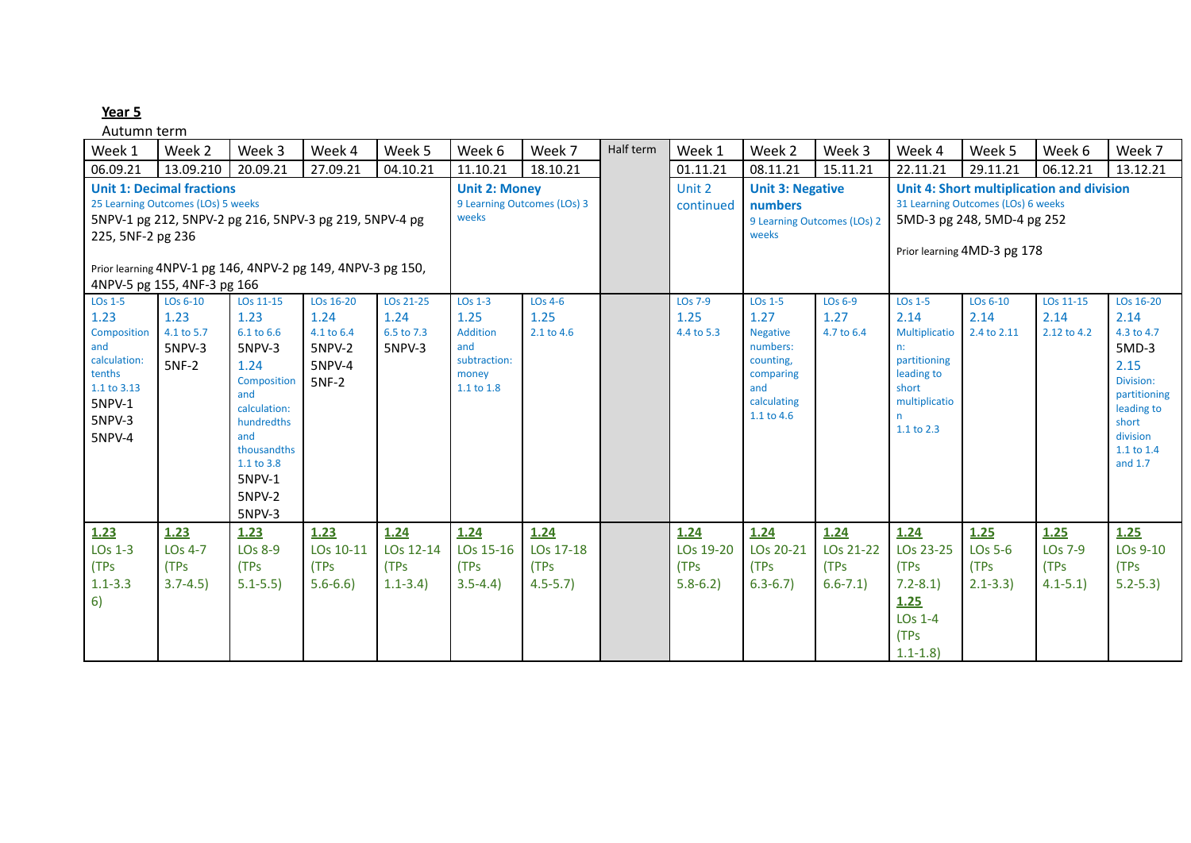**Year 5**

Autumn term

| Week 1 | Week 2 | Week 3 | Week 4 | Week 5 | Week 6 | Week 7 | Half term | Week 1 | Week 2 | Week 3 | Week 4 | Week 5 | Week 6 | Week 7 |
|---|---|---|---|---|---|---|---|---|---|---|---|---|---|---|
| 06.09.21 | 13.09.210 | 20.09.21 | 27.09.21 | 04.10.21 | 11.10.21 | 18.10.21 | | 01.11.21 | 08.11.21 | 15.11.21 | 22.11.21 | 29.11.21 | 06.12.21 | 13.12.21 |
| **Unit 1: Decimal fractions** 25 Learning Outcomes (LOs) 5 weeks 5NPV-1 pg 212, 5NPV-2 pg 216, 5NPV-3 pg 219, 5NPV-4 pg 225, 5NF-2 pg 236 Prior learning 4NPV-1 pg 146, 4NPV-2 pg 149, 4NPV-3 pg 150, 4NPV-5 pg 155, 4NF-3 pg 166 | | | | | **Unit 2: Money** 9 Learning Outcomes (LOs) 3 weeks | | | Unit 2 continued | **Unit 3: Negative numbers** 9 Learning Outcomes (LOs) 2 weeks | | **Unit 4: Short multiplication and division** 31 Learning Outcomes (LOs) 6 weeks 5MD-3 pg 248, 5MD-4 pg 252 Prior learning 4MD-3 pg 178 | | | |
| LOs 1-5 1.23 Composition and calculation: tenths 1.1 to 3.13 5NPV-1 5NPV-3 5NPV-4 | LOs 6-10 1.23 4.1 to 5.7 5NPV-3 5NF-2 | LOs 11-15 1.23 6.1 to 6.6 5NPV-3 1.24 Composition and calculation: hundredths and thousandths 1.1 to 3.8 5NPV-1 5NPV-2 5NPV-3 | LOs 16-20 1.24 4.1 to 6.4 5NPV-2 5NPV-4 5NF-2 | LOs 21-25 1.24 6.5 to 7.3 5NPV-3 | LOs 1-3 1.25 Addition and subtraction: money 1.1 to 1.8 | LOs 4-6 1.25 2.1 to 4.6 | | LOs 7-9 1.25 4.4 to 5.3 | LOs 1-5 1.27 Negative numbers: counting, comparing and calculating 1.1 to 4.6 | LOs 6-9 1.27 4.7 to 6.4 | LOs 1-5 2.14 Multiplication: partitioning leading to short multiplication 1.1 to 2.3 | LOs 6-10 2.14 2.4 to 2.11 | LOs 11-15 2.14 2.12 to 4.2 | LOs 16-20 2.14 4.3 to 4.7 5MD-3 2.15 Division: partitioning leading to short division 1.1 to 1.4 and 1.7 |
| **1.23** LOs 1-3 (TPs 1.1-3.3 6) | **1.23** LOs 4-7 (TPs 3.7-4.5) | **1.23** LOs 8-9 (TPs 5.1-5.5) | **1.23** LOs 10-11 (TPs 5.6-6.6) | **1.24** LOs 12-14 (TPs 1.1-3.4) | **1.24** LOs 15-16 (TPs 3.5-4.4) | **1.24** LOs 17-18 (TPs 4.5-5.7) | | **1.24** LOs 19-20 (TPs 5.8-6.2) | **1.24** LOs 20-21 (TPs 6.3-6.7) | **1.24** LOs 21-22 (TPs 6.6-7.1) | **1.24** LOs 23-25 (TPs 7.2-8.1) **1.25** LOs 1-4 (TPs 1.1-1.8) | **1.25** LOs 5-6 (TPs 2.1-3.3) | **1.25** LOs 7-9 (TPs 4.1-5.1) | **1.25** LOs 9-10 (TPs 5.2-5.3) |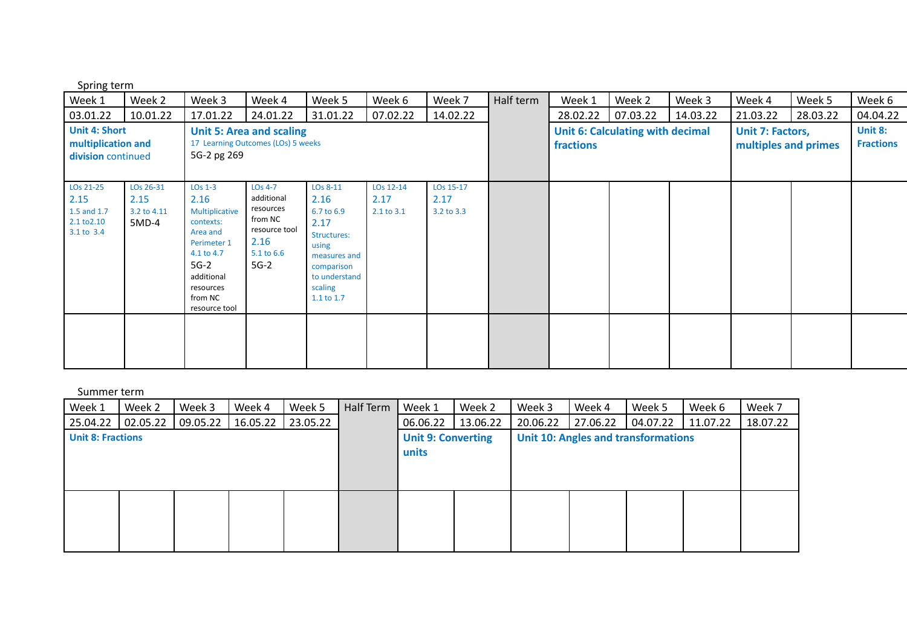Spring term

| Week 1 | Week 2 | Week 3 | Week 4 | Week 5 | Week 6 | Week 7 | Half term | Week 1 | Week 2 | Week 3 | Week 4 | Week 5 | Week 6 |
|---|---|---|---|---|---|---|---|---|---|---|---|---|---|
| 03.01.22 | 10.01.22 | 17.01.22 | 24.01.22 | 31.01.22 | 07.02.22 | 14.02.22 | | 28.02.22 | 07.03.22 | 14.03.22 | 21.03.22 | 28.03.22 | 04.04.22 |
| **Unit 4: Short multiplication and division** continued | | **Unit 5: Area and scaling** 17 Learning Outcomes (LOs) 5 weeks 5G-2 pg 269 | | | | | | **Unit 6: Calculating with decimal fractions** | | | **Unit 7: Factors, multiples and primes** | | **Unit 8: Fractions** |
| LOs 21-25 2.15 1.5 and 1.7 2.1 to2.10 3.1 to 3.4 | LOs 26-31 2.15 3.2 to 4.11 5MD-4 | LOs 1-3 2.16 Multiplicative contexts: Area and Perimeter 1 4.1 to 4.7 5G-2 additional resources from NC resource tool | LOs 4-7 additional resources from NC resource tool 2.16 5.1 to 6.6 5G-2 | LOs 8-11 2.16 6.7 to 6.9 2.17 Structures: using measures and comparison to understand scaling 1.1 to 1.7 | LOs 12-14 2.17 2.1 to 3.1 | LOs 15-17 2.17 3.2 to 3.3 | | | | | | | |
| | | | | | | | | | | | | | |

Summer term

| Week 1 | Week 2 | Week 3 | Week 4 | Week 5 | Half Term | Week 1 | Week 2 | Week 3 | Week 4 | Week 5 | Week 6 | Week 7 |
|---|---|---|---|---|---|---|---|---|---|---|---|---|
| 25.04.22 | 02.05.22 | 09.05.22 | 16.05.22 | 23.05.22 | | 06.06.22 | 13.06.22 | 20.06.22 | 27.06.22 | 04.07.22 | 11.07.22 | 18.07.22 |
| **Unit 8: Fractions** | | | | | | **Unit 9: Converting units** | | **Unit 10: Angles and transformations** | | | | |
| | | | | | | | | | | | | |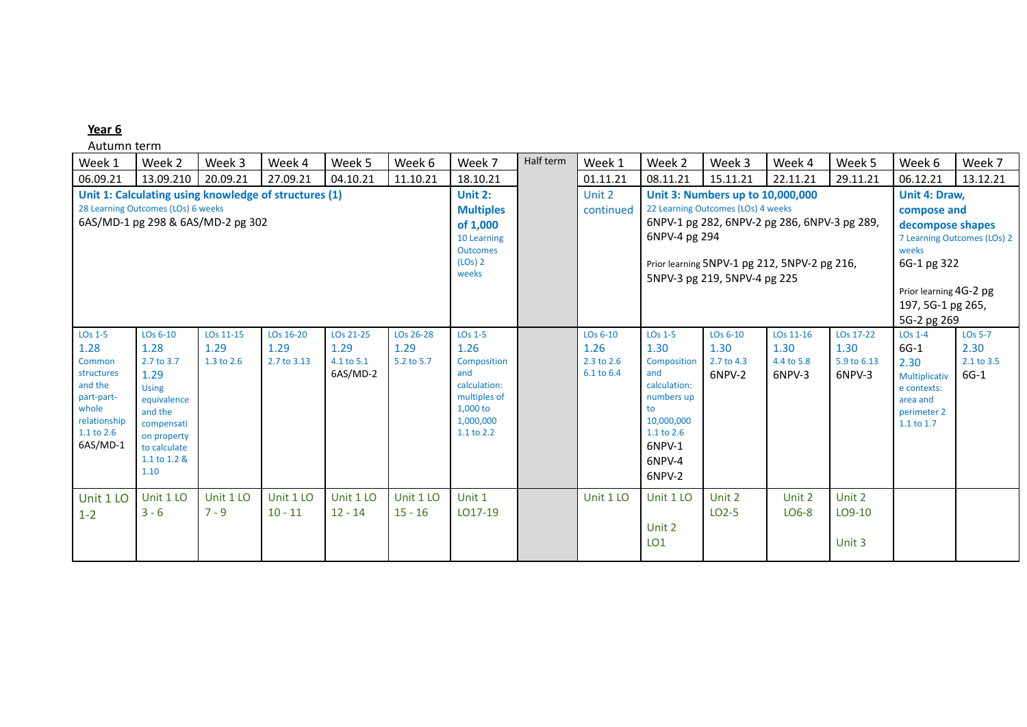**Year 6**

Autumn term

| Week 1 | Week 2 | Week 3 | Week 4 | Week 5 | Week 6 | Week 7 | Half term | Week 1 | Week 2 | Week 3 | Week 4 | Week 5 | Week 6 | Week 7 |
|---|---|---|---|---|---|---|---|---|---|---|---|---|---|---|
| 06.09.21 | 13.09.210 | 20.09.21 | 27.09.21 | 04.10.21 | 11.10.21 | 18.10.21 | | 01.11.21 | 08.11.21 | 15.11.21 | 22.11.21 | 29.11.21 | 06.12.21 | 13.12.21 |
| **Unit 1: Calculating using knowledge of structures (1)** 28 Learning Outcomes (LOs) 6 weeks 6AS/MD-1 pg 298 & 6AS/MD-2 pg 302 | | | | | | **Unit 2: Multiples of 1,000** 10 Learning Outcomes (LOs) 2 weeks | | Unit 2 continued | **Unit 3: Numbers up to 10,000,000** 22 Learning Outcomes (LOs) 4 weeks 6NPV-1 pg 282, 6NPV-2 pg 286, 6NPV-3 pg 289, 6NPV-4 pg 294 Prior learning 5NPV-1 pg 212, 5NPV-2 pg 216, 5NPV-3 pg 219, 5NPV-4 pg 225 | | | | **Unit 4: Draw, compose and decompose shapes** 7 Learning Outcomes (LOs) 2 weeks 6G-1 pg 322 Prior learning 4G-2 pg 197, 5G-1 pg 265, 5G-2 pg 269 | |
| LOs 1-5 1.28 Common structures and the part-part-whole relationship 1.1 to 2.6 6AS/MD-1 | LOs 6-10 1.28 2.7 to 3.7 1.29 Using equivalence and the compensation property to calculate 1.1 to 1.2 & 1.10 | LOs 11-15 1.29 1.3 to 2.6 | LOs 16-20 1.29 2.7 to 3.13 | LOs 21-25 1.29 4.1 to 5.1 6AS/MD-2 | LOs 26-28 1.29 5.2 to 5.7 | LOs 1-5 1.26 Composition and calculation: multiples of 1,000 to 1,000,000 1.1 to 2.2 | | LOs 6-10 1.26 2.3 to 2.6 6.1 to 6.4 | LOs 1-5 1.30 Composition and calculation: numbers up to 10,000,000 1.1 to 2.6 6NPV-1 6NPV-4 6NPV-2 | LOs 6-10 1.30 2.7 to 4.3 6NPV-2 | LOs 11-16 1.30 4.4 to 5.8 6NPV-3 | LOs 17-22 1.30 5.9 to 6.13 6NPV-3 | LOs 1-4 6G-1 2.30 Multiplicative contexts: area and perimeter 2 1.1 to 1.7 | LOs 5-7 2.30 2.1 to 3.5 6G-1 |
| Unit 1 LO 1-2 | Unit 1 LO 3 - 6 | Unit 1 LO 7 - 9 | Unit 1 LO 10 - 11 | Unit 1 LO 12 - 14 | Unit 1 LO 15 - 16 | Unit 1 LO17-19 | | Unit 1 LO | Unit 1 LO Unit 2 LO1 | Unit 2 LO2-5 | Unit 2 LO6-8 | Unit 2 LO9-10 Unit 3 | | |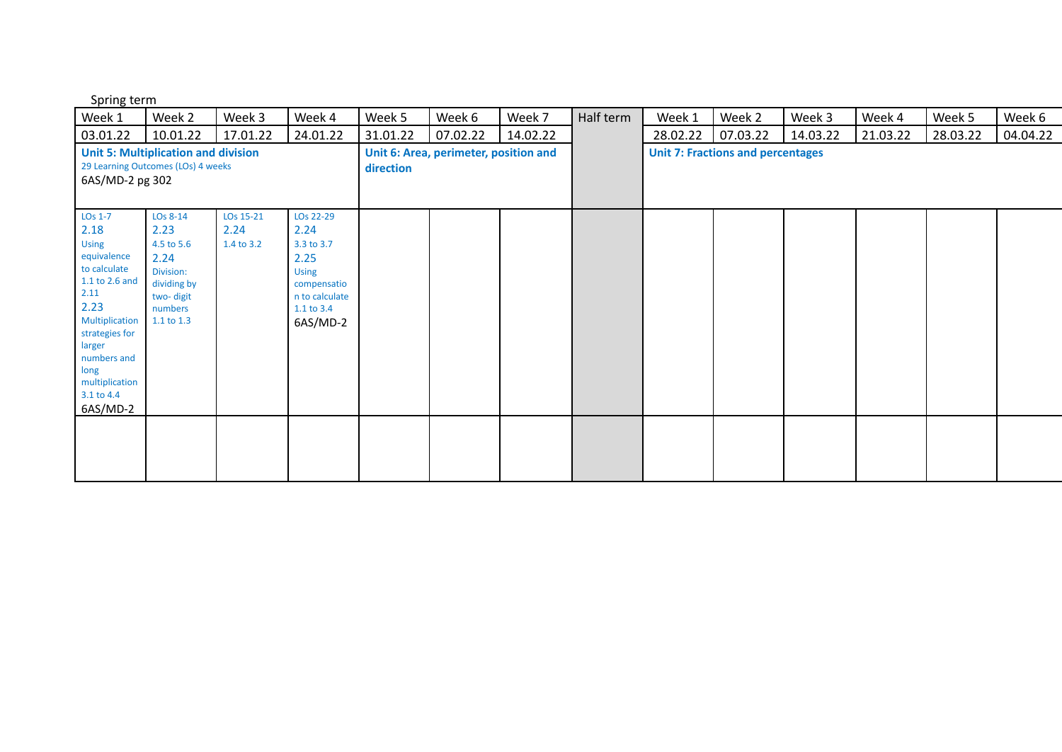Spring term

| Week 1 | Week 2 | Week 3 | Week 4 | Week 5 | Week 6 | Week 7 | Half term | Week 1 | Week 2 | Week 3 | Week 4 | Week 5 | Week 6 |
|---|---|---|---|---|---|---|---|---|---|---|---|---|---|
| 03.01.22 | 10.01.22 | 17.01.22 | 24.01.22 | 31.01.22 | 07.02.22 | 14.02.22 | | 28.02.22 | 07.03.22 | 14.03.22 | 21.03.22 | 28.03.22 | 04.04.22 |
| **Unit 5: Multiplication and division** 29 Learning Outcomes (LOs) 4 weeks 6AS/MD-2 pg 302 | | | | **Unit 6: Area, perimeter, position and direction** | | | | **Unit 7: Fractions and percentages** | | | | | |
| LOs 1-7 2.18 Using equivalence to calculate 1.1 to 2.6 and 2.11 2.23 Multiplication strategies for larger numbers and long multiplication 3.1 to 4.4 6AS/MD-2 | LOs 8-14 2.23 4.5 to 5.6 2.24 Division: dividing by two- digit numbers 1.1 to 1.3 | LOs 15-21 2.24 1.4 to 3.2 | LOs 22-29 2.24 3.3 to 3.7 2.25 Using compensation to calculate 1.1 to 3.4 6AS/MD-2 | | | | | | | | | | |
| | | | | | | | | | | | | | |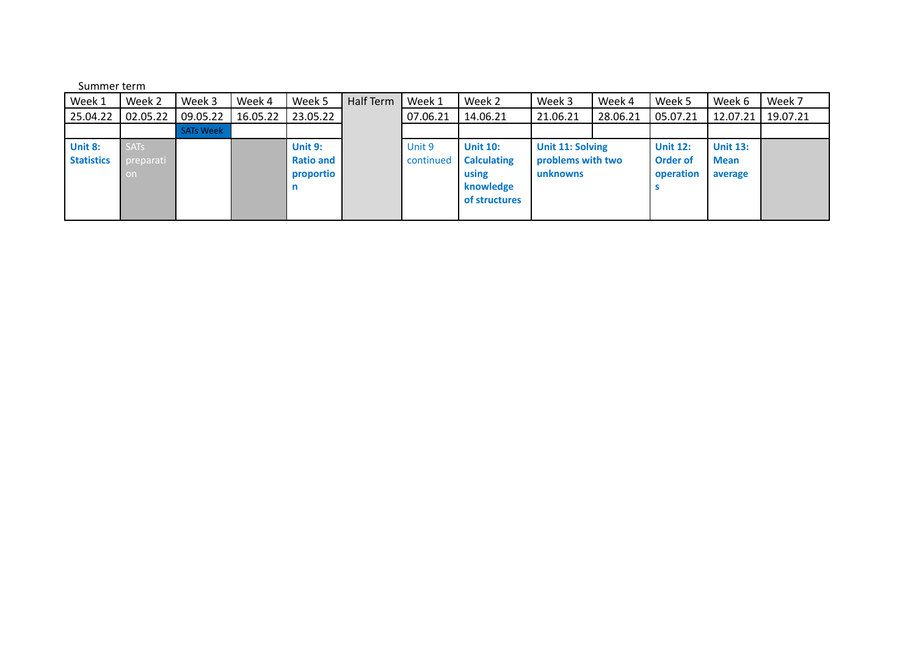Summer term

| Week 1 | Week 2 | Week 3 | Week 4 | Week 5 | Half Term | Week 1 | Week 2 | Week 3 | Week 4 | Week 5 | Week 6 | Week 7 |
|---|---|---|---|---|---|---|---|---|---|---|---|---|
| 25.04.22 | 02.05.22 | 09.05.22 | 16.05.22 | 23.05.22 | | 07.06.21 | 14.06.21 | 21.06.21 | 28.06.21 | 05.07.21 | 12.07.21 | 19.07.21 |
| | | SATs Week | | | | | | | | | | |
| **Unit 8: Statistics** | SATs preparation | | | **Unit 9: Ratio and proportion** | | Unit 9 continued | **Unit 10: Calculating using knowledge of structures** | **Unit 11: Solving problems with two unknowns** | | **Unit 12: Order of operations** | **Unit 13: Mean average** | |